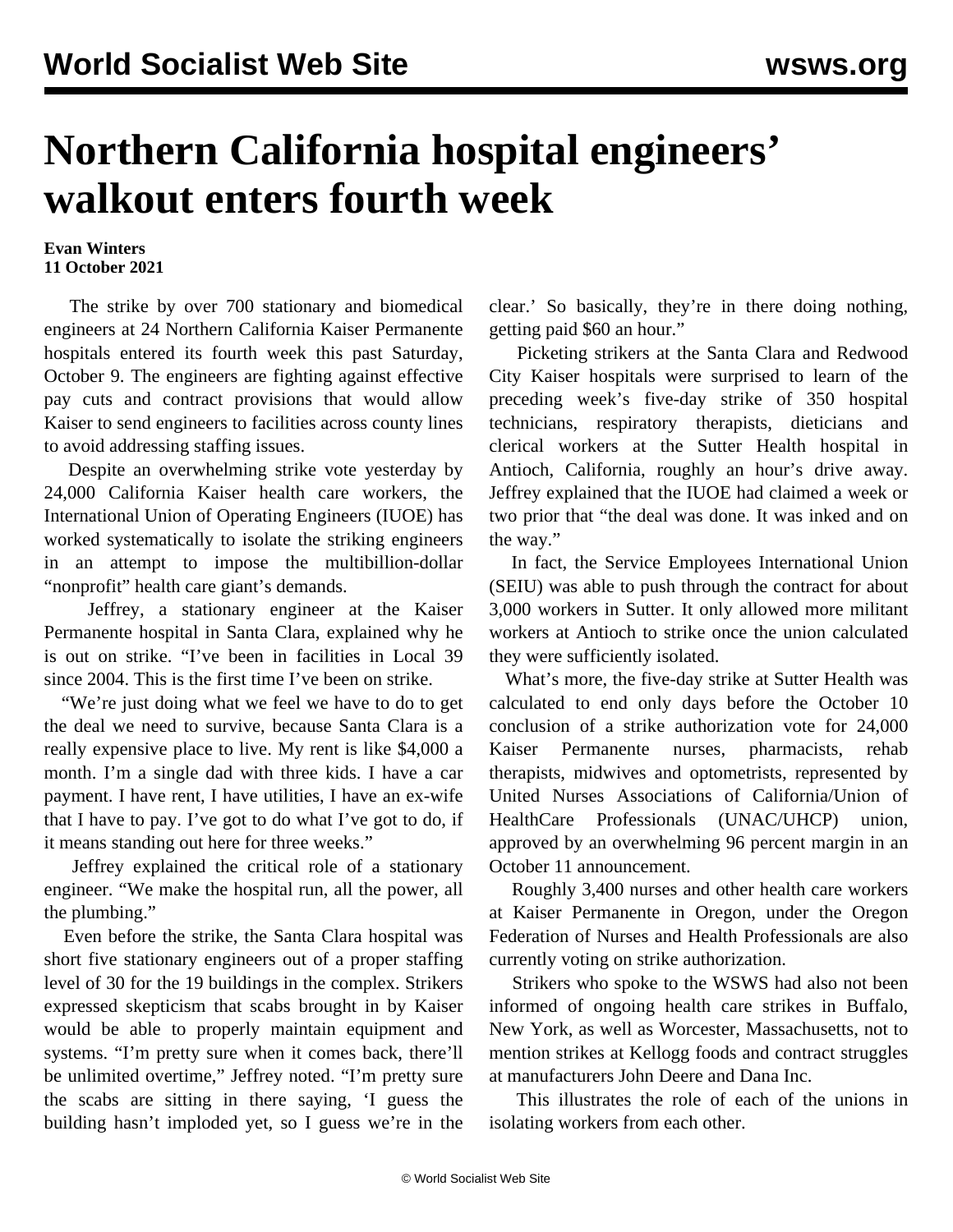# Northern California hospital engineers' walkout enters fourth week

**Evan Winters**
**11 October 2021**

The strike by over 700 stationary and biomedical engineers at 24 Northern California Kaiser Permanente hospitals entered its fourth week this past Saturday, October 9. The engineers are fighting against effective pay cuts and contract provisions that would allow Kaiser to send engineers to facilities across county lines to avoid addressing staffing issues.

Despite an overwhelming strike vote yesterday by 24,000 California Kaiser health care workers, the International Union of Operating Engineers (IUOE) has worked systematically to isolate the striking engineers in an attempt to impose the multibillion-dollar "nonprofit" health care giant's demands.

Jeffrey, a stationary engineer at the Kaiser Permanente hospital in Santa Clara, explained why he is out on strike. "I've been in facilities in Local 39 since 2004. This is the first time I've been on strike.

"We're just doing what we feel we have to do to get the deal we need to survive, because Santa Clara is a really expensive place to live. My rent is like $4,000 a month. I'm a single dad with three kids. I have a car payment. I have rent, I have utilities, I have an ex-wife that I have to pay. I've got to do what I've got to do, if it means standing out here for three weeks."

Jeffrey explained the critical role of a stationary engineer. "We make the hospital run, all the power, all the plumbing."

Even before the strike, the Santa Clara hospital was short five stationary engineers out of a proper staffing level of 30 for the 19 buildings in the complex. Strikers expressed skepticism that scabs brought in by Kaiser would be able to properly maintain equipment and systems. "I'm pretty sure when it comes back, there'll be unlimited overtime," Jeffrey noted. "I'm pretty sure the scabs are sitting in there saying, 'I guess the building hasn't imploded yet, so I guess we're in the clear.' So basically, they're in there doing nothing, getting paid $60 an hour."

Picketing strikers at the Santa Clara and Redwood City Kaiser hospitals were surprised to learn of the preceding week's five-day strike of 350 hospital technicians, respiratory therapists, dieticians and clerical workers at the Sutter Health hospital in Antioch, California, roughly an hour's drive away. Jeffrey explained that the IUOE had claimed a week or two prior that "the deal was done. It was inked and on the way."

In fact, the Service Employees International Union (SEIU) was able to push through the contract for about 3,000 workers in Sutter. It only allowed more militant workers at Antioch to strike once the union calculated they were sufficiently isolated.

What's more, the five-day strike at Sutter Health was calculated to end only days before the October 10 conclusion of a strike authorization vote for 24,000 Kaiser Permanente nurses, pharmacists, rehab therapists, midwives and optometrists, represented by United Nurses Associations of California/Union of HealthCare Professionals (UNAC/UHCP) union, approved by an overwhelming 96 percent margin in an October 11 announcement.

Roughly 3,400 nurses and other health care workers at Kaiser Permanente in Oregon, under the Oregon Federation of Nurses and Health Professionals are also currently voting on strike authorization.

Strikers who spoke to the WSWS had also not been informed of ongoing health care strikes in Buffalo, New York, as well as Worcester, Massachusetts, not to mention strikes at Kellogg foods and contract struggles at manufacturers John Deere and Dana Inc.

This illustrates the role of each of the unions in isolating workers from each other.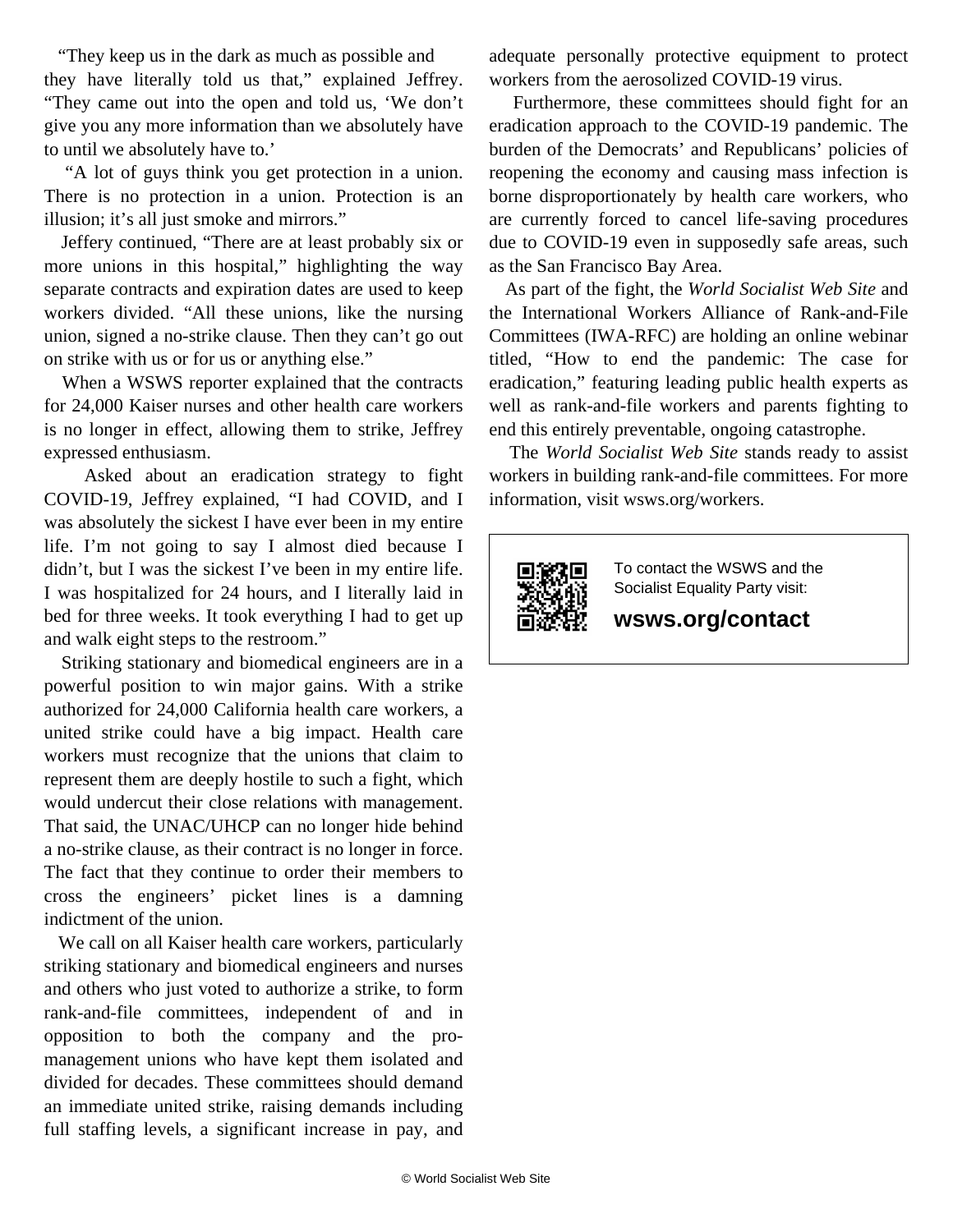"They keep us in the dark as much as possible and they have literally told us that," explained Jeffrey. "They came out into the open and told us, 'We don't give you any more information than we absolutely have to until we absolutely have to.'

"A lot of guys think you get protection in a union. There is no protection in a union. Protection is an illusion; it's all just smoke and mirrors."

Jeffery continued, "There are at least probably six or more unions in this hospital," highlighting the way separate contracts and expiration dates are used to keep workers divided. "All these unions, like the nursing union, signed a no-strike clause. Then they can't go out on strike with us or for us or anything else."

When a WSWS reporter explained that the contracts for 24,000 Kaiser nurses and other health care workers is no longer in effect, allowing them to strike, Jeffrey expressed enthusiasm.

Asked about an eradication strategy to fight COVID-19, Jeffrey explained, "I had COVID, and I was absolutely the sickest I have ever been in my entire life. I'm not going to say I almost died because I didn't, but I was the sickest I've been in my entire life. I was hospitalized for 24 hours, and I literally laid in bed for three weeks. It took everything I had to get up and walk eight steps to the restroom."

Striking stationary and biomedical engineers are in a powerful position to win major gains. With a strike authorized for 24,000 California health care workers, a united strike could have a big impact. Health care workers must recognize that the unions that claim to represent them are deeply hostile to such a fight, which would undercut their close relations with management. That said, the UNAC/UHCP can no longer hide behind a no-strike clause, as their contract is no longer in force. The fact that they continue to order their members to cross the engineers' picket lines is a damning indictment of the union.

We call on all Kaiser health care workers, particularly striking stationary and biomedical engineers and nurses and others who just voted to authorize a strike, to form rank-and-file committees, independent of and in opposition to both the company and the pro-management unions who have kept them isolated and divided for decades. These committees should demand an immediate united strike, raising demands including full staffing levels, a significant increase in pay, and adequate personally protective equipment to protect workers from the aerosolized COVID-19 virus.

Furthermore, these committees should fight for an eradication approach to the COVID-19 pandemic. The burden of the Democrats' and Republicans' policies of reopening the economy and causing mass infection is borne disproportionately by health care workers, who are currently forced to cancel life-saving procedures due to COVID-19 even in supposedly safe areas, such as the San Francisco Bay Area.

As part of the fight, the *World Socialist Web Site* and the International Workers Alliance of Rank-and-File Committees (IWA-RFC) are holding an online webinar titled, "How to end the pandemic: The case for eradication," featuring leading public health experts as well as rank-and-file workers and parents fighting to end this entirely preventable, ongoing catastrophe.

The *World Socialist Web Site* stands ready to assist workers in building rank-and-file committees. For more information, visit wsws.org/workers.

To contact the WSWS and the Socialist Equality Party visit:

**wsws.org/contact**

© World Socialist Web Site